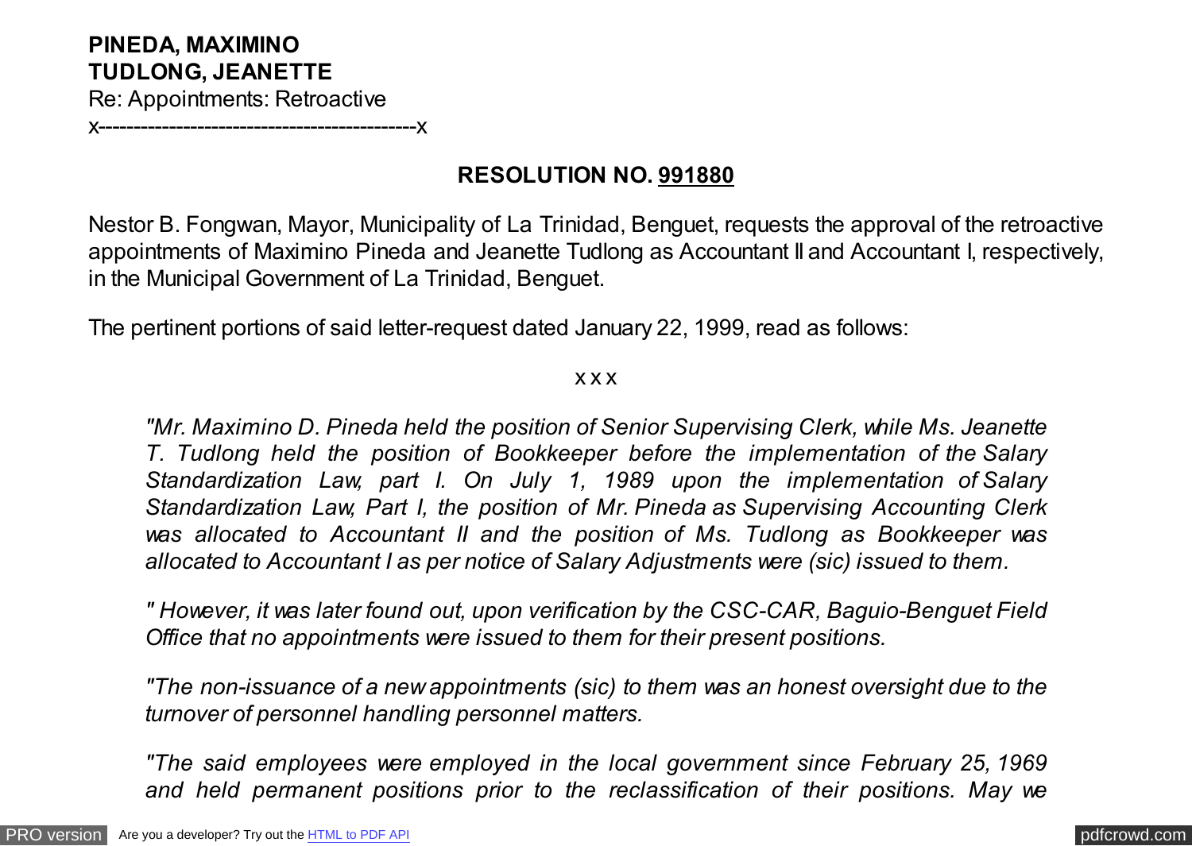**PINEDA, MAXIMINO**
**TUDLONG, JEANETTE**
Re: Appointments: Retroactive
x-------------------------------------------x

## RESOLUTION NO. 991880

Nestor B. Fongwan, Mayor, Municipality of La Trinidad, Benguet, requests the approval of the retroactive appointments of Maximino Pineda and Jeanette Tudlong as Accountant II and Accountant I, respectively, in the Municipal Government of La Trinidad, Benguet.

The pertinent portions of said letter-request dated January 22, 1999, read as follows:

x x x

> *"Mr. Maximino D. Pineda held the position of Senior Supervising Clerk, while Ms. Jeanette T. Tudlong held the position of Bookkeeper before the implementation of the Salary Standardization Law, part I. On July 1, 1989 upon the implementation of Salary Standardization Law, Part I, the position of Mr. Pineda as Supervising Accounting Clerk was allocated to Accountant II and the position of Ms. Tudlong as Bookkeeper was allocated to Accountant I as per notice of Salary Adjustments were (sic) issued to them.*
>
> *" However, it was later found out, upon verification by the CSC-CAR, Baguio-Benguet Field Office that no appointments were issued to them for their present positions.*
>
> *"The non-issuance of a new appointments (sic) to them was an honest oversight due to the turnover of personnel handling personnel matters.*
>
> *"The said employees were employed in the local government since February 25, 1969 and held permanent positions prior to the reclassification of their positions. May we*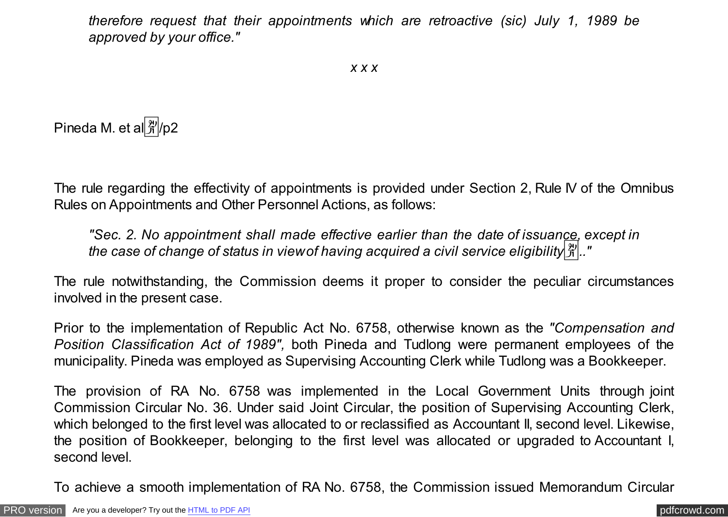*therefore request that their appointments which are retroactive (sic) July 1, 1989 be approved by your office."*

*x x x*

Pineda M. et al/p2

The rule regarding the effectivity of appointments is provided under Section 2, Rule IV of the Omnibus Rules on Appointments and Other Personnel Actions, as follows:

*"Sec. 2. No appointment shall made effective earlier than the date of issuance, except in the case of change of status in view of having acquired a civil service eligibility..."*

The rule notwithstanding, the Commission deems it proper to consider the peculiar circumstances involved in the present case.

Prior to the implementation of Republic Act No. 6758, otherwise known as the *"Compensation and Position Classification Act of 1989",* both Pineda and Tudlong were permanent employees of the municipality. Pineda was employed as Supervising Accounting Clerk while Tudlong was a Bookkeeper.

The provision of RA No. 6758 was implemented in the Local Government Units through joint Commission Circular No. 36. Under said Joint Circular, the position of Supervising Accounting Clerk, which belonged to the first level was allocated to or reclassified as Accountant II, second level. Likewise, the position of Bookkeeper, belonging to the first level was allocated or upgraded to Accountant I, second level.

To achieve a smooth implementation of RA No. 6758, the Commission issued Memorandum Circular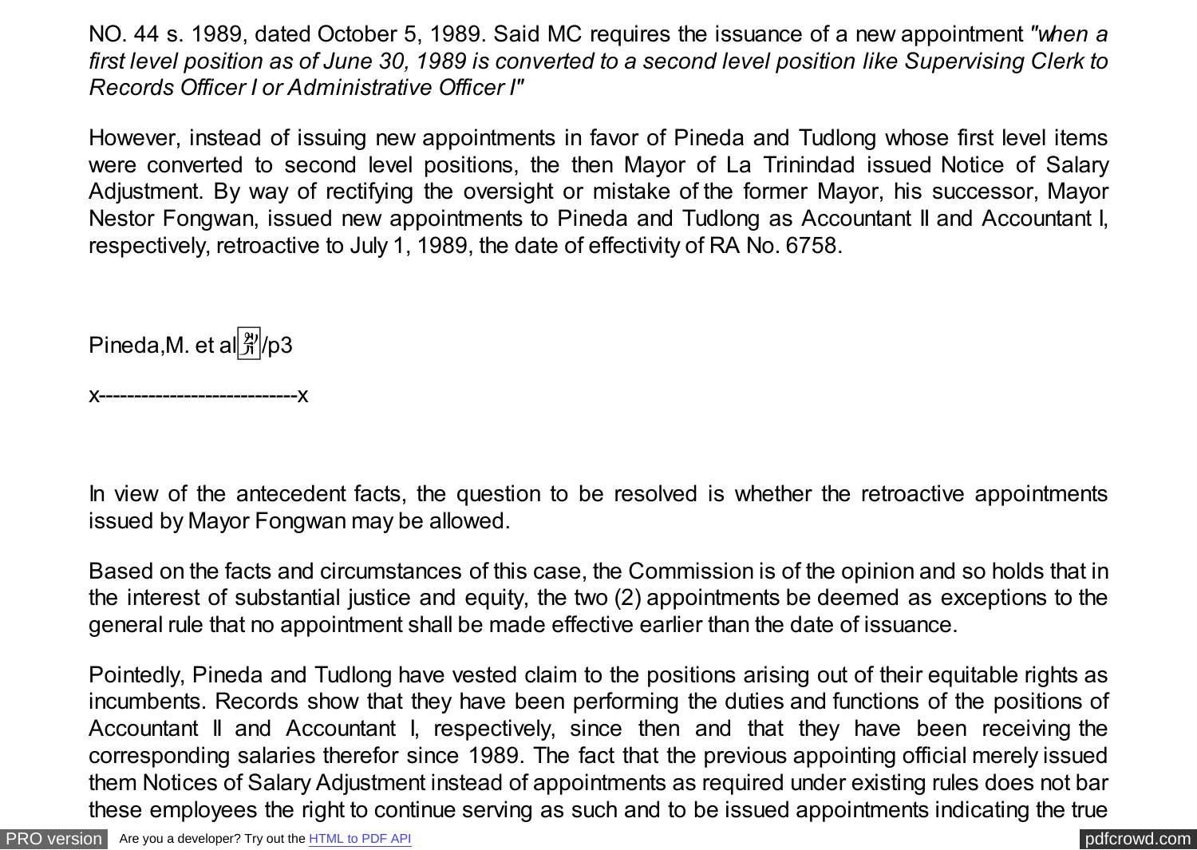NO. 44 s. 1989, dated October 5, 1989. Said MC requires the issuance of a new appointment *"when a first level position as of June 30, 1989 is converted to a second level position like Supervising Clerk to Records Officer I or Administrative Officer I"*

However, instead of issuing new appointments in favor of Pineda and Tudlong whose first level items were converted to second level positions, the then Mayor of La Trinindad issued Notice of Salary Adjustment. By way of rectifying the oversight or mistake of the former Mayor, his successor, Mayor Nestor Fongwan, issued new appointments to Pineda and Tudlong as Accountant II and Accountant I, respectively, retroactive to July 1, 1989, the date of effectivity of RA No. 6758.

Pineda,M. et al/p3

x----------------------------x

In view of the antecedent facts, the question to be resolved is whether the retroactive appointments issued by Mayor Fongwan may be allowed.

Based on the facts and circumstances of this case, the Commission is of the opinion and so holds that in the interest of substantial justice and equity, the two (2) appointments be deemed as exceptions to the general rule that no appointment shall be made effective earlier than the date of issuance.

Pointedly, Pineda and Tudlong have vested claim to the positions arising out of their equitable rights as incumbents. Records show that they have been performing the duties and functions of the positions of Accountant II and Accountant I, respectively, since then and that they have been receiving the corresponding salaries therefor since 1989. The fact that the previous appointing official merely issued them Notices of Salary Adjustment instead of appointments as required under existing rules does not bar these employees the right to continue serving as such and to be issued appointments indicating the true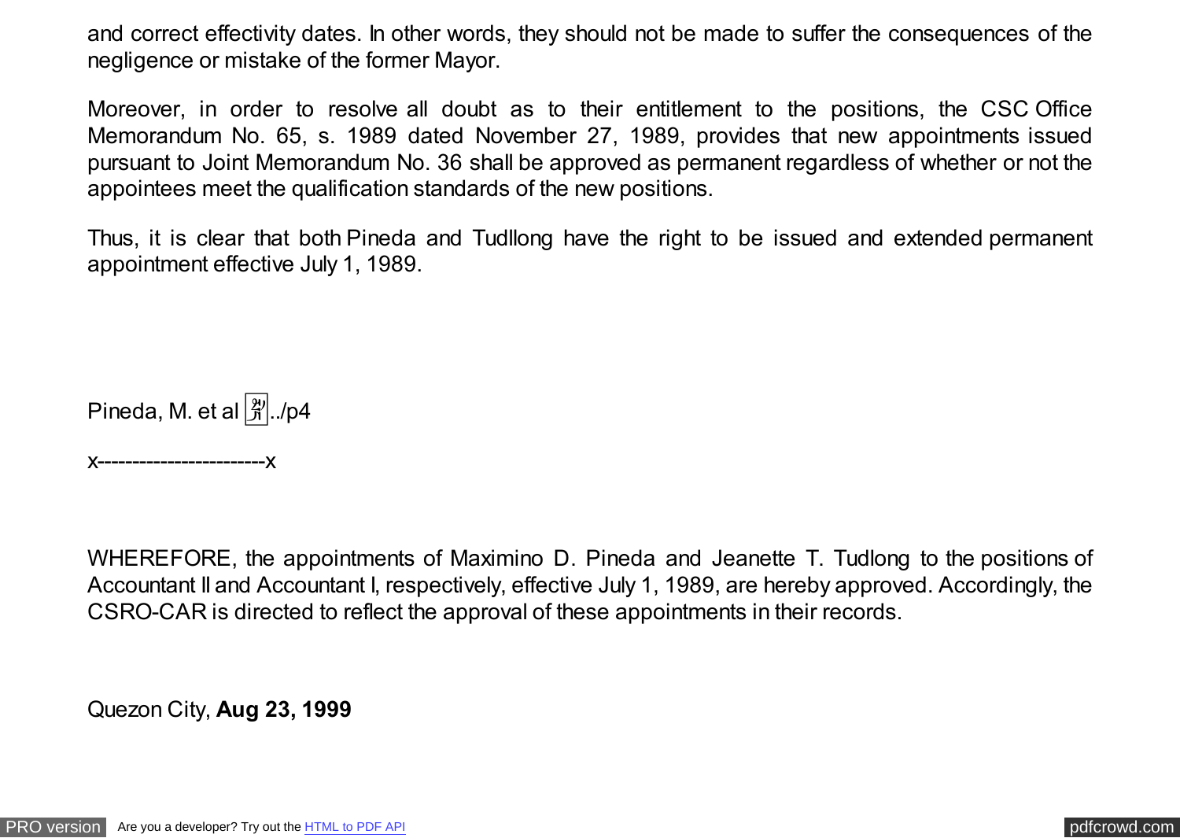and correct effectivity dates. In other words, they should not be made to suffer the consequences of the negligence or mistake of the former Mayor.

Moreover, in order to resolve all doubt as to their entitlement to the positions, the CSC Office Memorandum No. 65, s. 1989 dated November 27, 1989, provides that new appointments issued pursuant to Joint Memorandum No. 36 shall be approved as permanent regardless of whether or not the appointees meet the qualification standards of the new positions.

Thus, it is clear that both Pineda and Tudllong have the right to be issued and extended permanent appointment effective July 1, 1989.

Pineda, M. et al ../p4

x-----------------------x

WHEREFORE, the appointments of Maximino D. Pineda and Jeanette T. Tudlong to the positions of Accountant II and Accountant I, respectively, effective July 1, 1989, are hereby approved. Accordingly, the CSRO-CAR is directed to reflect the approval of these appointments in their records.

Quezon City, **Aug 23, 1999**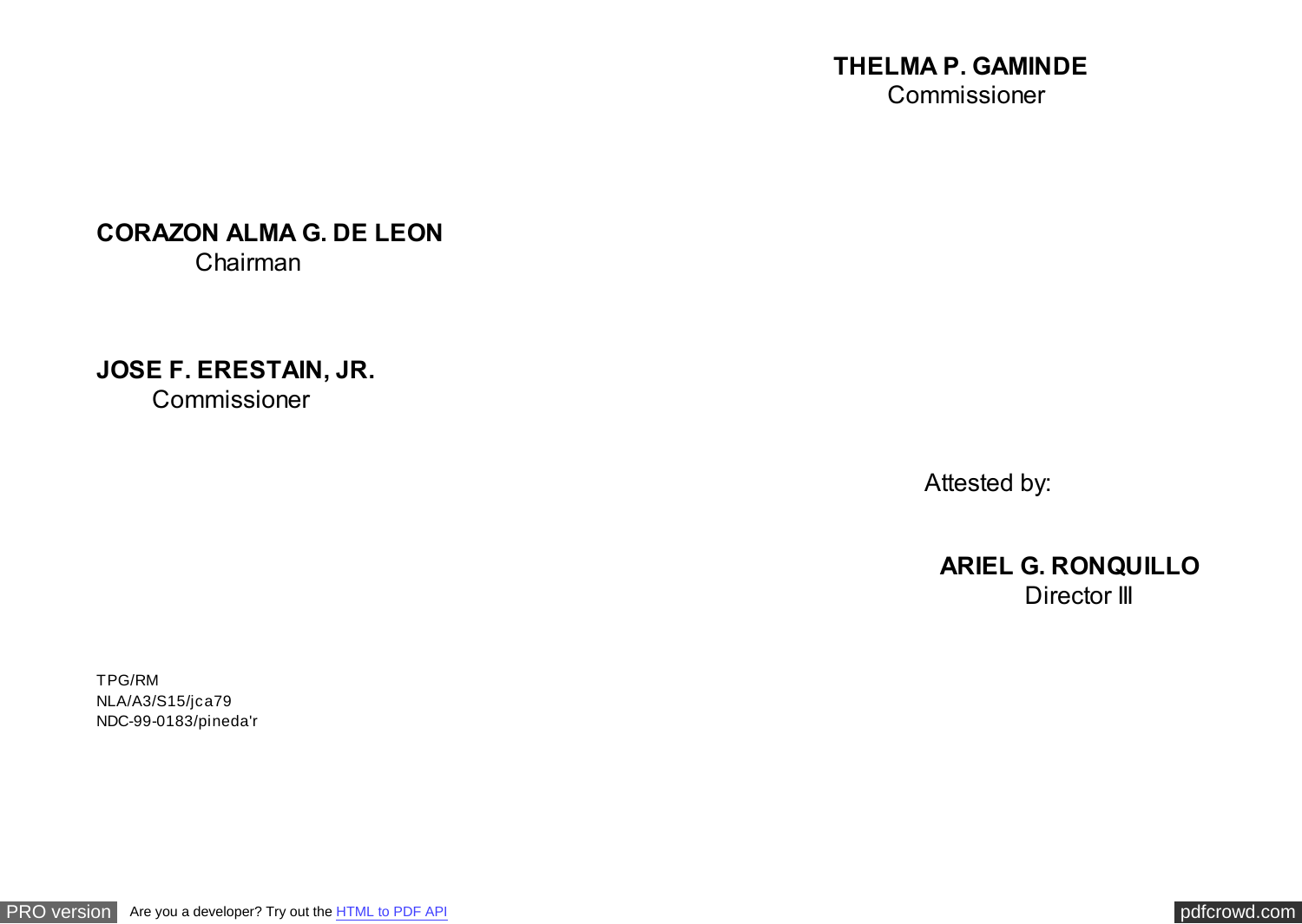**THELMA P. GAMINDE**
Commissioner

**CORAZON ALMA G. DE LEON**
Chairman

**JOSE F. ERESTAIN, JR.**
Commissioner

Attested by:

**ARIEL G. RONQUILLO**
Director III

TPG/RM
NLA/A3/S15/jca79
NDC-99-0183/pineda'r